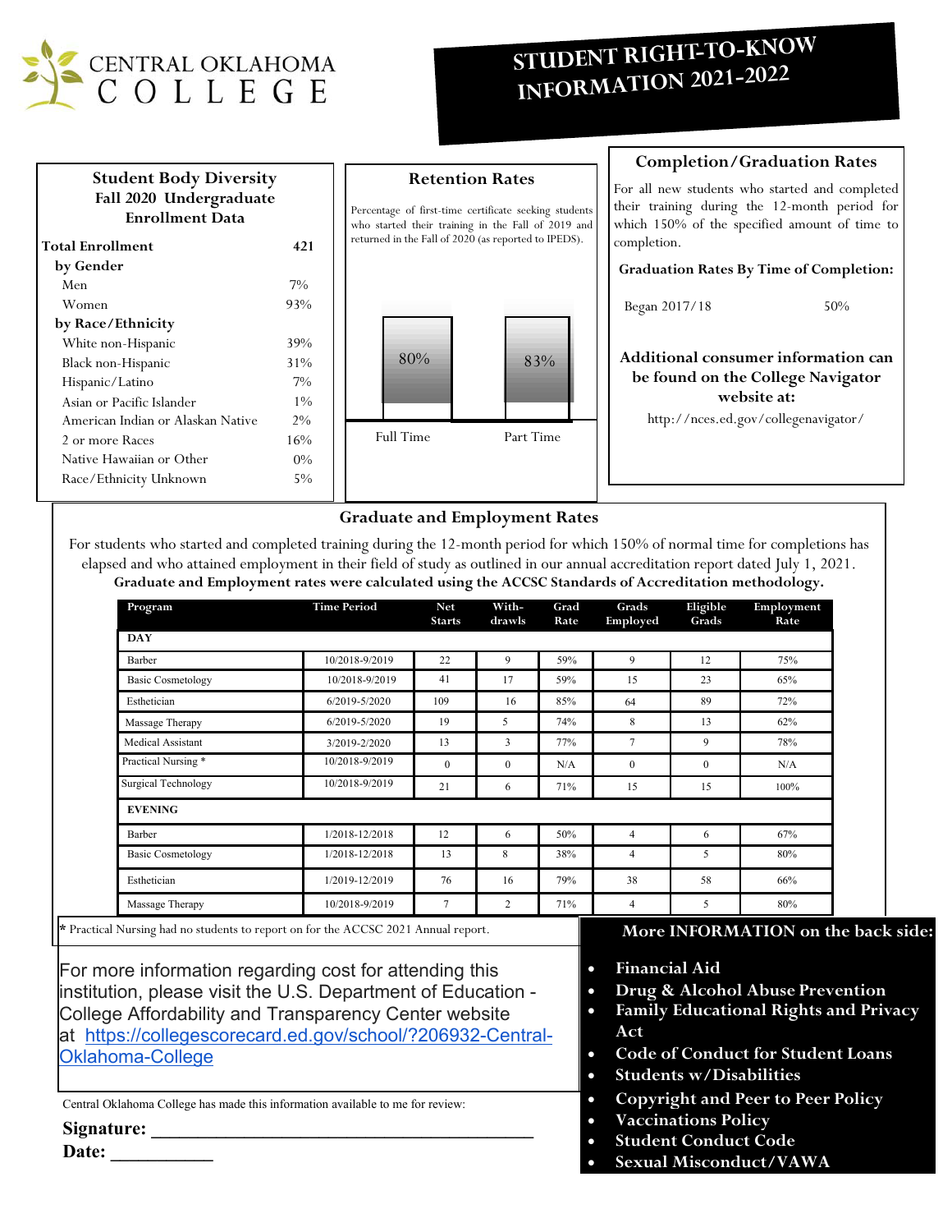CENTRAL OKLAHOMA COLLEGE

# STUDENT RIGHT-TO-KNOW INFORMATION 2021-2022

## Student Body Diversity Fall 2020 Undergraduate Enrollment Data

| | |
|---|---|
| **Total Enrollment** | **421** |
| **by Gender** | |
| Men | 7% |
| Women | 93% |
| **by Race/Ethnicity** | |
| White non-Hispanic | 39% |
| Black non-Hispanic | 31% |
| Hispanic/Latino | 7% |
| Asian or Pacific Islander | 1% |
| American Indian or Alaskan Native | 2% |
| 2 or more Races | 16% |
| Native Hawaiian or Other | 0% |
| Race/Ethnicity Unknown | 5% |

## Retention Rates

Percentage of first-time certificate seeking students who started their training in the Fall of 2019 and returned in the Fall of 2020 (as reported to IPEDS).

| Full Time | Part Time |
|---|---|
| 80% | 83% |

## Completion/Graduation Rates

For all new students who started and completed their training during the 12-month period for which 150% of the specified amount of time to completion.

**Graduation Rates By Time of Completion:**

Began 2017/18 50%

**Additional consumer information can be found on the College Navigator website at:**

http://nces.ed.gov/collegenavigator/

## Graduate and Employment Rates

For students who started and completed training during the 12-month period for which 150% of normal time for completions has elapsed and who attained employment in their field of study as outlined in our annual accreditation report dated July 1, 2021.
**Graduate and Employment rates were calculated using the ACCSC Standards of Accreditation methodology.**

| Program | Time Period | Net Starts | With-drawls | Grad Rate | Grads Employed | Eligible Grads | Employment Rate |
|---|---|---|---|---|---|---|---|
| **DAY** | | | | | | | |
| Barber | 10/2018-9/2019 | 22 | 9 | 59% | 9 | 12 | 75% |
| Basic Cosmetology | 10/2018-9/2019 | 41 | 17 | 59% | 15 | 23 | 65% |
| Esthetician | 6/2019-5/2020 | 109 | 16 | 85% | 64 | 89 | 72% |
| Massage Therapy | 6/2019-5/2020 | 19 | 5 | 74% | 8 | 13 | 62% |
| Medical Assistant | 3/2019-2/2020 | 13 | 3 | 77% | 7 | 9 | 78% |
| Practical Nursing * | 10/2018-9/2019 | 0 | 0 | N/A | 0 | 0 | N/A |
| Surgical Technology | 10/2018-9/2019 | 21 | 6 | 71% | 15 | 15 | 100% |
| **EVENING** | | | | | | | |
| Barber | 1/2018-12/2018 | 12 | 6 | 50% | 4 | 6 | 67% |
| Basic Cosmetology | 1/2018-12/2018 | 13 | 8 | 38% | 4 | 5 | 80% |
| Esthetician | 1/2019-12/2019 | 76 | 16 | 79% | 38 | 58 | 66% |
| Massage Therapy | 10/2018-9/2019 | 7 | 2 | 71% | 4 | 5 | 80% |

**\*** Practical Nursing had no students to report on for the ACCSC 2021 Annual report.

For more information regarding cost for attending this institution, please visit the U.S. Department of Education - College Affordability and Transparency Center website at [https://collegescorecard.ed.gov/school/?206932-Central-Oklahoma-College](https://collegescorecard.ed.gov/school/?206932-Central-Oklahoma-College)

Central Oklahoma College has made this information available to me for review:

**Signature:** ________________________________________

**Date:** ___________

**More INFORMATION on the back side:**

- **Financial Aid**
- **Drug & Alcohol Abuse Prevention**
- **Family Educational Rights and Privacy Act**
- **Code of Conduct for Student Loans**
- **Students w/Disabilities**
- **Copyright and Peer to Peer Policy**
- **Vaccinations Policy**
- **Student Conduct Code**
- **Sexual Misconduct/VAWA**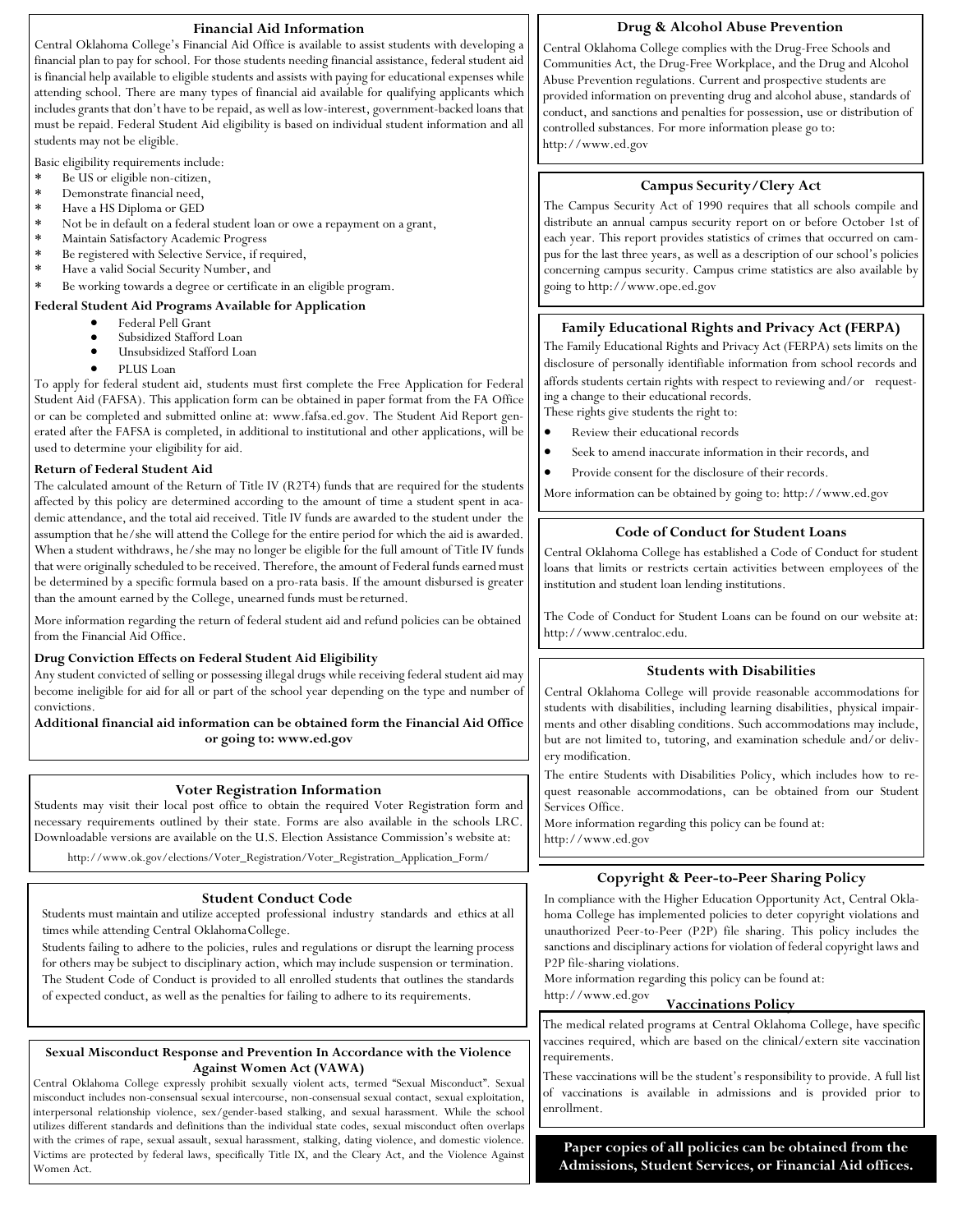## Financial Aid Information

Central Oklahoma College's Financial Aid Office is available to assist students with developing a financial plan to pay for school. For those students needing financial assistance, federal student aid is financial help available to eligible students and assists with paying for educational expenses while attending school. There are many types of financial aid available for qualifying applicants which includes grants that don't have to be repaid, as well as low-interest, government-backed loans that must be repaid. Federal Student Aid eligibility is based on individual student information and all students may not be eligible.

Basic eligibility requirements include:

* Be US or eligible non-citizen,
* Demonstrate financial need,
* Have a HS Diploma or GED
* Not be in default on a federal student loan or owe a repayment on a grant,
* Maintain Satisfactory Academic Progress
* Be registered with Selective Service, if required,
* Have a valid Social Security Number, and
* Be working towards a degree or certificate in an eligible program.

**Federal Student Aid Programs Available for Application**

- Federal Pell Grant
- Subsidized Stafford Loan
- Unsubsidized Stafford Loan
- PLUS Loan

To apply for federal student aid, students must first complete the Free Application for Federal Student Aid (FAFSA). This application form can be obtained in paper format from the FA Office or can be completed and submitted online at: www.fafsa.ed.gov. The Student Aid Report generated after the FAFSA is completed, in additional to institutional and other applications, will be used to determine your eligibility for aid.

**Return of Federal Student Aid**

The calculated amount of the Return of Title IV (R2T4) funds that are required for the students affected by this policy are determined according to the amount of time a student spent in academic attendance, and the total aid received. Title IV funds are awarded to the student under the assumption that he/she will attend the College for the entire period for which the aid is awarded. When a student withdraws, he/she may no longer be eligible for the full amount of Title IV funds that were originally scheduled to be received. Therefore, the amount of Federal funds earned must be determined by a specific formula based on a pro-rata basis. If the amount disbursed is greater than the amount earned by the College, unearned funds must be returned.

More information regarding the return of federal student aid and refund policies can be obtained from the Financial Aid Office.

**Drug Conviction Effects on Federal Student Aid Eligibility**

Any student convicted of selling or possessing illegal drugs while receiving federal student aid may become ineligible for aid for all or part of the school year depending on the type and number of convictions.

**Additional financial aid information can be obtained form the Financial Aid Office or going to: www.ed.gov**

## Voter Registration Information

Students may visit their local post office to obtain the required Voter Registration form and necessary requirements outlined by their state. Forms are also available in the schools LRC. Downloadable versions are available on the U.S. Election Assistance Commission's website at:

http://www.ok.gov/elections/Voter_Registration/Voter_Registration_Application_Form/

## Student Conduct Code

Students must maintain and utilize accepted professional industry standards and ethics at all times while attending Central Oklahoma College.

Students failing to adhere to the policies, rules and regulations or disrupt the learning process for others may be subject to disciplinary action, which may include suspension or termination. The Student Code of Conduct is provided to all enrolled students that outlines the standards of expected conduct, as well as the penalties for failing to adhere to its requirements.

## Sexual Misconduct Response and Prevention In Accordance with the Violence Against Women Act (VAWA)

Central Oklahoma College expressly prohibit sexually violent acts, termed "Sexual Misconduct". Sexual misconduct includes non-consensual sexual intercourse, non-consensual sexual contact, sexual exploitation, interpersonal relationship violence, sex/gender-based stalking, and sexual harassment. While the school utilizes different standards and definitions than the individual state codes, sexual misconduct often overlaps with the crimes of rape, sexual assault, sexual harassment, stalking, dating violence, and domestic violence. Victims are protected by federal laws, specifically Title IX, and the Cleary Act, and the Violence Against Women Act.

## Drug & Alcohol Abuse Prevention

Central Oklahoma College complies with the Drug-Free Schools and Communities Act, the Drug-Free Workplace, and the Drug and Alcohol Abuse Prevention regulations. Current and prospective students are provided information on preventing drug and alcohol abuse, standards of conduct, and sanctions and penalties for possession, use or distribution of controlled substances. For more information please go to: http://www.ed.gov

## Campus Security/Clery Act

The Campus Security Act of 1990 requires that all schools compile and distribute an annual campus security report on or before October 1st of each year. This report provides statistics of crimes that occurred on campus for the last three years, as well as a description of our school's policies concerning campus security. Campus crime statistics are also available by going to http://www.ope.ed.gov

## Family Educational Rights and Privacy Act (FERPA)

The Family Educational Rights and Privacy Act (FERPA) sets limits on the disclosure of personally identifiable information from school records and affords students certain rights with respect to reviewing and/or requesting a change to their educational records.

These rights give students the right to:

- Review their educational records
- Seek to amend inaccurate information in their records, and
- Provide consent for the disclosure of their records.

More information can be obtained by going to: http://www.ed.gov

## Code of Conduct for Student Loans

Central Oklahoma College has established a Code of Conduct for student loans that limits or restricts certain activities between employees of the institution and student loan lending institutions.

The Code of Conduct for Student Loans can be found on our website at: http://www.centraloc.edu.

## Students with Disabilities

Central Oklahoma College will provide reasonable accommodations for students with disabilities, including learning disabilities, physical impairments and other disabling conditions. Such accommodations may include, but are not limited to, tutoring, and examination schedule and/or delivery modification.

The entire Students with Disabilities Policy, which includes how to request reasonable accommodations, can be obtained from our Student Services Office.

More information regarding this policy can be found at: http://www.ed.gov

## Copyright & Peer-to-Peer Sharing Policy

In compliance with the Higher Education Opportunity Act, Central Oklahoma College has implemented policies to deter copyright violations and unauthorized Peer-to-Peer (P2P) file sharing. This policy includes the sanctions and disciplinary actions for violation of federal copyright laws and P2P file-sharing violations.

More information regarding this policy can be found at: http://www.ed.gov

## Vaccinations Policy

The medical related programs at Central Oklahoma College, have specific vaccines required, which are based on the clinical/extern site vaccination requirements.

These vaccinations will be the student's responsibility to provide. A full list of vaccinations is available in admissions and is provided prior to enrollment.

**Paper copies of all policies can be obtained from the Admissions, Student Services, or Financial Aid offices.**